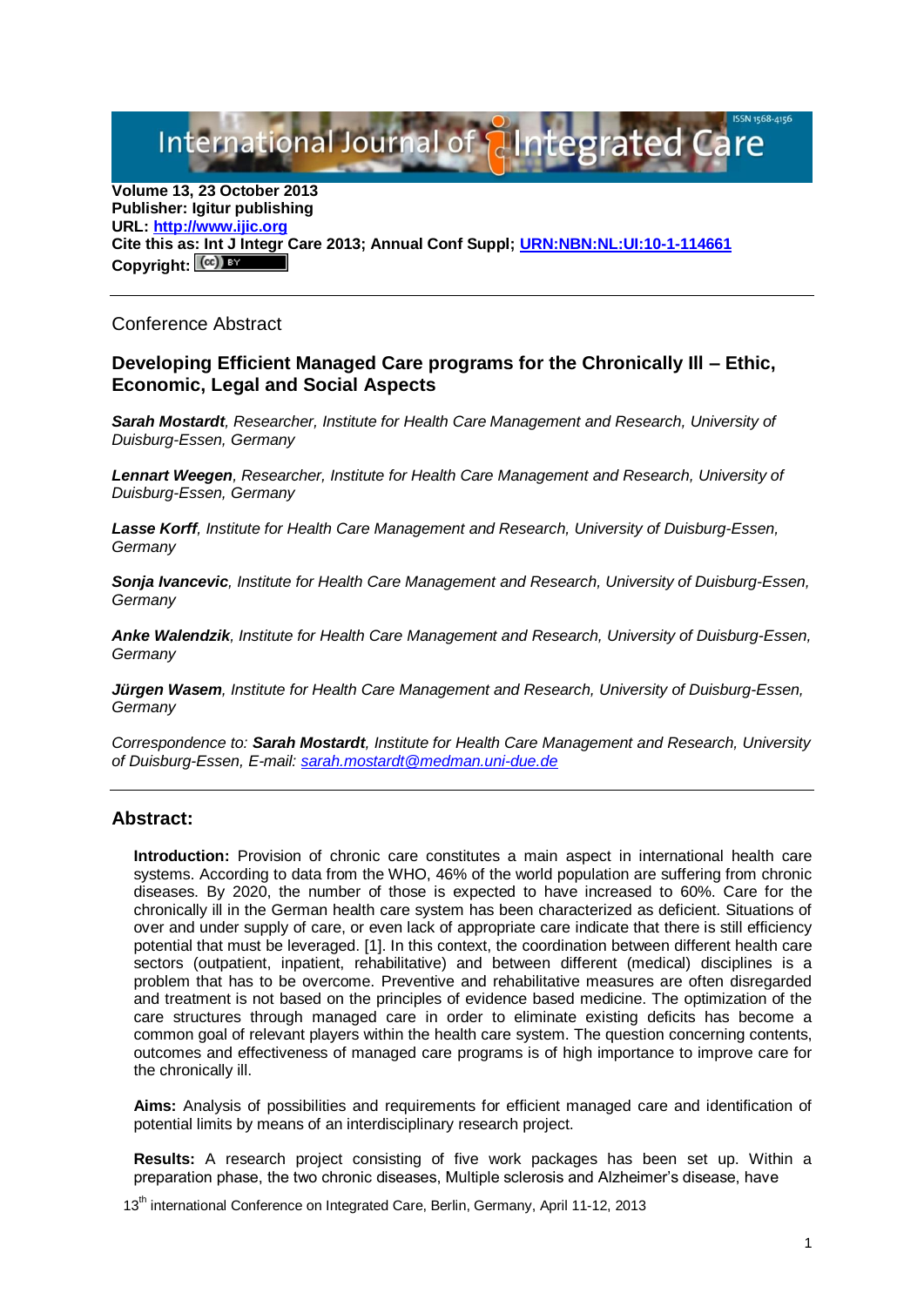Volume 13, 23 October 2013
**Publisher: Igitur publishing**
**URL: [http://www.ijic.org](http://www.ijic.org)**
**Cite this as: Int J Integr Care 2013; Annual Conf Suppl; [URN:NBN:NL:UI:10-1-114661](URN:NBN:NL:UI:10-1-114661)**
**Copyright:**

---

Conference Abstract

## Developing Efficient Managed Care programs for the Chronically Ill – Ethic, Economic, Legal and Social Aspects

***Sarah Mostardt**, Researcher, Institute for Health Care Management and Research, University of Duisburg-Essen, Germany*

***Lennart Weegen**, Researcher, Institute for Health Care Management and Research, University of Duisburg-Essen, Germany*

***Lasse Korff**, Institute for Health Care Management and Research, University of Duisburg-Essen, Germany*

***Sonja Ivancevic**, Institute for Health Care Management and Research, University of Duisburg-Essen, Germany*

***Anke Walendzik**, Institute for Health Care Management and Research, University of Duisburg-Essen, Germany*

***Jürgen Wasem**, Institute for Health Care Management and Research, University of Duisburg-Essen, Germany*

*Correspondence to: **Sarah Mostardt**, Institute for Health Care Management and Research, University of Duisburg-Essen, E-mail: [sarah.mostardt@medman.uni-due.de](mailto:sarah.mostardt@medman.uni-due.de)*

---

### Abstract:

**Introduction:** Provision of chronic care constitutes a main aspect in international health care systems. According to data from the WHO, 46% of the world population are suffering from chronic diseases. By 2020, the number of those is expected to have increased to 60%. Care for the chronically ill in the German health care system has been characterized as deficient. Situations of over and under supply of care, or even lack of appropriate care indicate that there is still efficiency potential that must be leveraged. [1]. In this context, the coordination between different health care sectors (outpatient, inpatient, rehabilitative) and between different (medical) disciplines is a problem that has to be overcome. Preventive and rehabilitative measures are often disregarded and treatment is not based on the principles of evidence based medicine. The optimization of the care structures through managed care in order to eliminate existing deficits has become a common goal of relevant players within the health care system. The question concerning contents, outcomes and effectiveness of managed care programs is of high importance to improve care for the chronically ill.

**Aims:** Analysis of possibilities and requirements for efficient managed care and identification of potential limits by means of an interdisciplinary research project.

**Results:** A research project consisting of five work packages has been set up. Within a preparation phase, the two chronic diseases, Multiple sclerosis and Alzheimer's disease, have

13th international Conference on Integrated Care, Berlin, Germany, April 11-12, 2013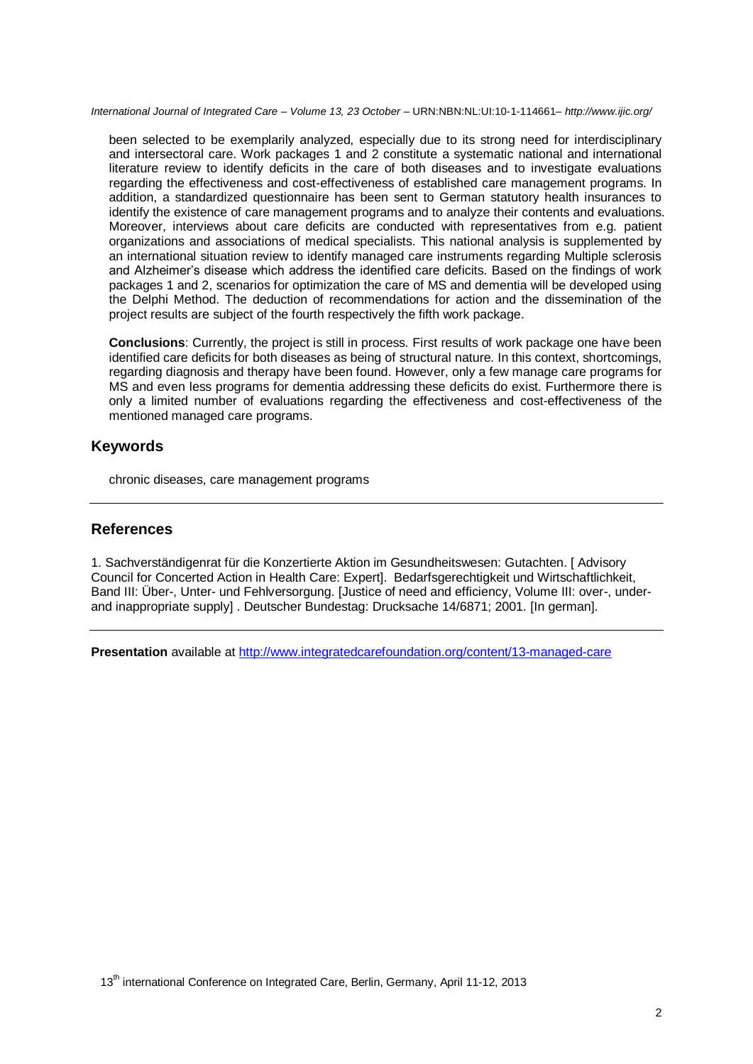been selected to be exemplarily analyzed, especially due to its strong need for interdisciplinary and intersectoral care. Work packages 1 and 2 constitute a systematic national and international literature review to identify deficits in the care of both diseases and to investigate evaluations regarding the effectiveness and cost-effectiveness of established care management programs. In addition, a standardized questionnaire has been sent to German statutory health insurances to identify the existence of care management programs and to analyze their contents and evaluations. Moreover, interviews about care deficits are conducted with representatives from e.g. patient organizations and associations of medical specialists. This national analysis is supplemented by an international situation review to identify managed care instruments regarding Multiple sclerosis and Alzheimer's disease which address the identified care deficits. Based on the findings of work packages 1 and 2, scenarios for optimization the care of MS and dementia will be developed using the Delphi Method. The deduction of recommendations for action and the dissemination of the project results are subject of the fourth respectively the fifth work package.

**Conclusions**: Currently, the project is still in process. First results of work package one have been identified care deficits for both diseases as being of structural nature. In this context, shortcomings, regarding diagnosis and therapy have been found. However, only a few manage care programs for MS and even less programs for dementia addressing these deficits do exist. Furthermore there is only a limited number of evaluations regarding the effectiveness and cost-effectiveness of the mentioned managed care programs.

## Keywords

chronic diseases, care management programs

---

## References

1. Sachverständigenrat für die Konzertierte Aktion im Gesundheitswesen: Gutachten. [ Advisory Council for Concerted Action in Health Care: Expert]. Bedarfsgerechtigkeit und Wirtschaftlichkeit, Band III: Über-, Unter- und Fehlversorgung. [Justice of need and efficiency, Volume III: over-, under- and inappropriate supply] . Deutscher Bundestag: Drucksache 14/6871; 2001. [In german].

---

**Presentation** available at http://www.integratedcarefoundation.org/content/13-managed-care